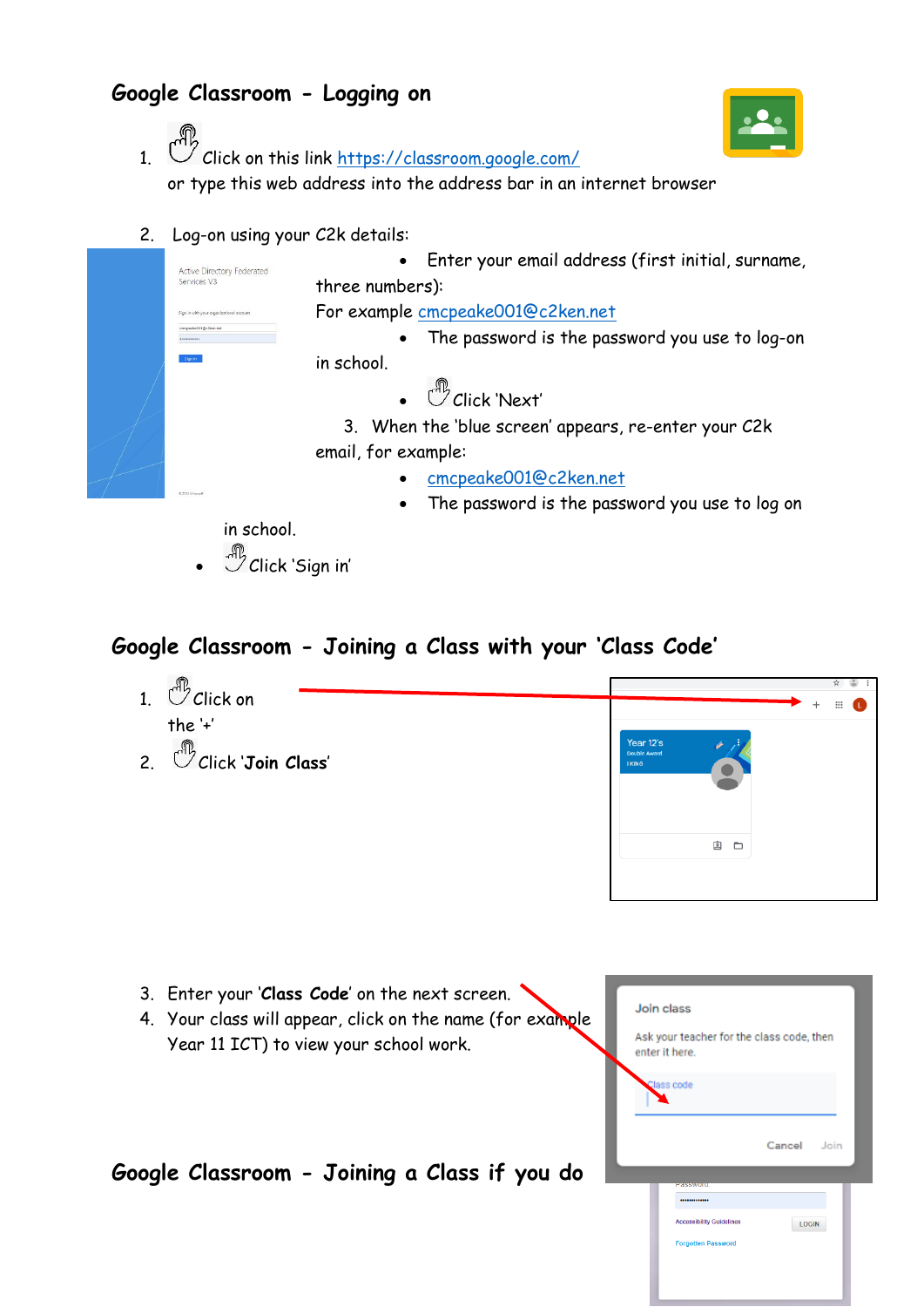## Google Classroom - Logging on

1. Click on this link https://classroom.google.com/ or type this web address into the address bar in an internet browser

2. Log-on using your C2k details:
   - Enter your email address (first initial, surname, three numbers): For example cmcpeake001@c2ken.net
   - The password is the password you use to log-on in school.
   - Click 'Next'

3. When the 'blue screen' appears, re-enter your C2k email, for example:
   - cmcpeake001@c2ken.net
   - The password is the password you use to log on in school.
   - Click 'Sign in'

## Google Classroom - Joining a Class with your 'Class Code'

1. Click on the '+'
2. Click '**Join Class**'

3. Enter your '**Class Code**' on the next screen.
4. Your class will appear, click on the name (for example Year 11 ICT) to view your school work.

## Google Classroom - Joining a Class if you do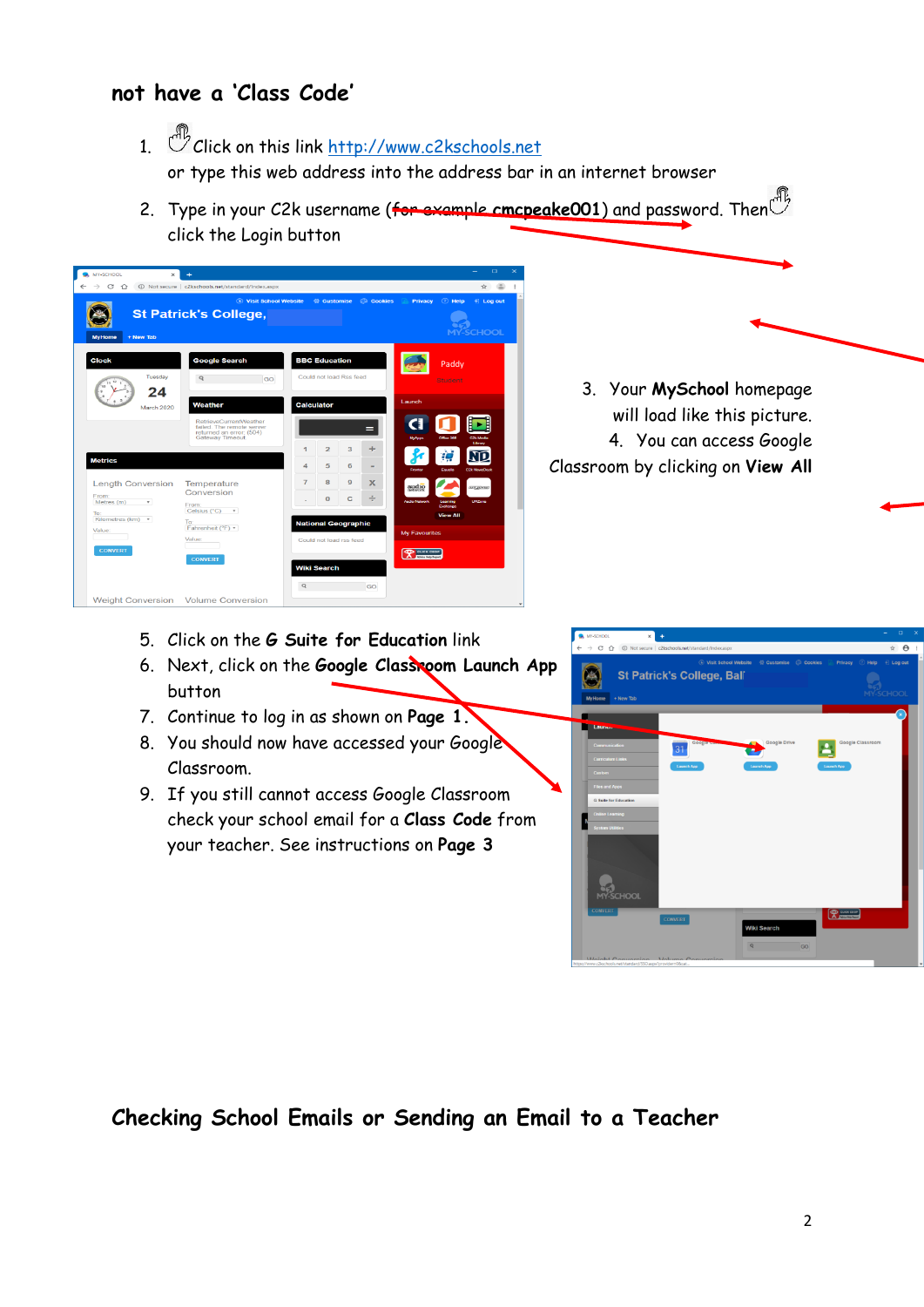## not have a 'Class Code'

1. Click on this link http://www.c2kschools.net or type this web address into the address bar in an internet browser
2. Type in your C2k username (~~for example~~ cmcpeake001) and password. Then click the Login button
3. Your **MySchool** homepage will load like this picture.
4. You can access Google Classroom by clicking on **View All**
5. Click on the **G Suite for Education** link
6. Next, click on the **Google Classroom Launch App** button
7. Continue to log in as shown on **Page 1**.
8. You should now have accessed your Google Classroom.
9. If you still cannot access Google Classroom check your school email for a **Class Code** from your teacher. See instructions on **Page 3**

## Checking School Emails or Sending an Email to a Teacher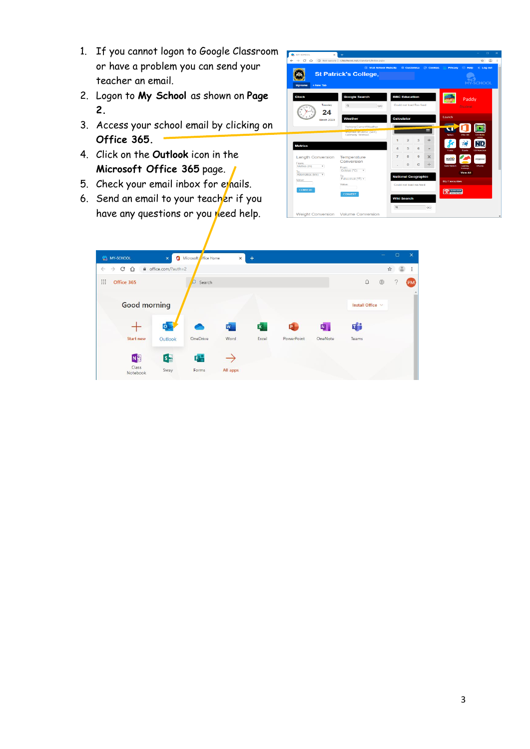1. If you cannot logon to Google Classroom or have a problem you can send your teacher an email.
2. Logon to **My School** as shown on **Page 2.**
3. Access your school email by clicking on **Office 365**.
4. Click on the **Outlook** icon in the **Microsoft Office 365** page.
5. Check your email inbox for emails.
6. Send an email to your teacher if you have any questions or you need help.